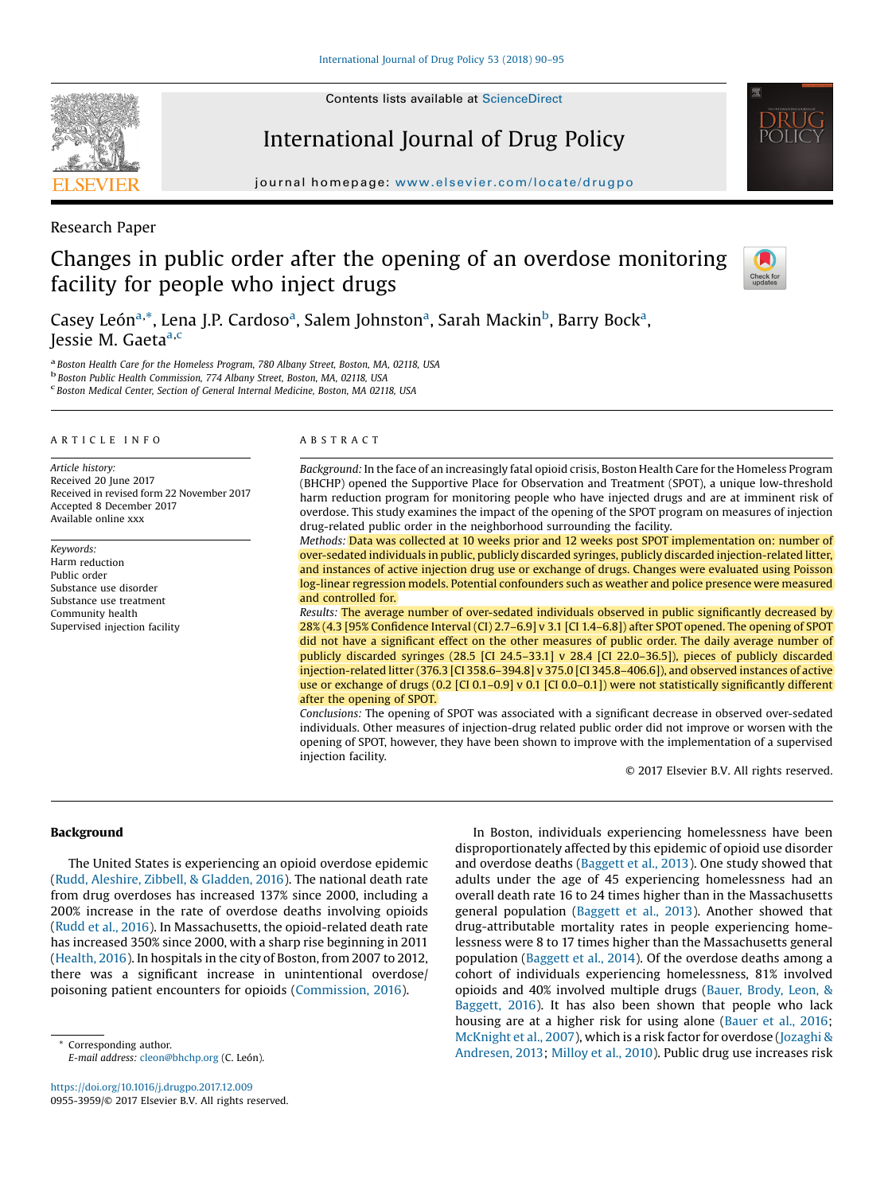Research Paper

# Changes in public order after the opening of an overdose monitoring facility for people who inject drugs

Casey León[a,*], Lena J.P. Cardoso[a], Salem Johnston[a], Sarah Mackin[b], Barry Bock[a], Jessie M. Gaeta[a,c]

[a] Boston Health Care for the Homeless Program, 780 Albany Street, Boston, MA, 02118, USA
[b] Boston Public Health Commission, 774 Albany Street, Boston, MA, 02118, USA
[c] Boston Medical Center, Section of General Internal Medicine, Boston, MA 02118, USA

## ARTICLE INFO

*Article history:*
Received 20 June 2017
Received in revised form 22 November 2017
Accepted 8 December 2017
Available online xxx

*Keywords:*
Harm reduction
Public order
Substance use disorder
Substance use treatment
Community health
Supervised injection facility

## ABSTRACT

*Background:* In the face of an increasingly fatal opioid crisis, Boston Health Care for the Homeless Program (BHCHP) opened the Supportive Place for Observation and Treatment (SPOT), a unique low-threshold harm reduction program for monitoring people who have injected drugs and are at imminent risk of overdose. This study examines the impact of the opening of the SPOT program on measures of injection drug-related public order in the neighborhood surrounding the facility.

*Methods:* Data was collected at 10 weeks prior and 12 weeks post SPOT implementation on: number of over-sedated individuals in public, publicly discarded syringes, publicly discarded injection-related litter, and instances of active injection drug use or exchange of drugs. Changes were evaluated using Poisson log-linear regression models. Potential confounders such as weather and police presence were measured and controlled for.

*Results:* The average number of over-sedated individuals observed in public significantly decreased by 28% (4.3 [95% Confidence Interval (CI) 2.7–6.9] v 3.1 [CI 1.4–6.8]) after SPOT opened. The opening of SPOT did not have a significant effect on the other measures of public order. The daily average number of publicly discarded syringes (28.5 [CI 24.5–33.1] v 28.4 [CI 22.0–36.5]), pieces of publicly discarded injection-related litter (376.3 [CI 358.6–394.8] v 375.0 [CI 345.8–406.6]), and observed instances of active use or exchange of drugs (0.2 [CI 0.1–0.9] v 0.1 [CI 0.0–0.1]) were not statistically significantly different after the opening of SPOT.

*Conclusions:* The opening of SPOT was associated with a significant decrease in observed over-sedated individuals. Other measures of injection-drug related public order did not improve or worsen with the opening of SPOT, however, they have been shown to improve with the implementation of a supervised injection facility.

© 2017 Elsevier B.V. All rights reserved.

## Background

The United States is experiencing an opioid overdose epidemic (Rudd, Aleshire, Zibbell, & Gladden, 2016). The national death rate from drug overdoses has increased 137% since 2000, including a 200% increase in the rate of overdose deaths involving opioids (Rudd et al., 2016). In Massachusetts, the opioid-related death rate has increased 350% since 2000, with a sharp rise beginning in 2011 (Health, 2016). In hospitals in the city of Boston, from 2007 to 2012, there was a significant increase in unintentional overdose/poisoning patient encounters for opioids (Commission, 2016).

In Boston, individuals experiencing homelessness have been disproportionately affected by this epidemic of opioid use disorder and overdose deaths (Baggett et al., 2013). One study showed that adults under the age of 45 experiencing homelessness had an overall death rate 16 to 24 times higher than in the Massachusetts general population (Baggett et al., 2013). Another showed that drug-attributable mortality rates in people experiencing homelessness were 8 to 17 times higher than the Massachusetts general population (Baggett et al., 2014). Of the overdose deaths among a cohort of individuals experiencing homelessness, 81% involved opioids and 40% involved multiple drugs (Bauer, Brody, Leon, & Baggett, 2016). It has also been shown that people who lack housing are at a higher risk for using alone (Bauer et al., 2016; McKnight et al., 2007), which is a risk factor for overdose (Jozaghi & Andresen, 2013; Milloy et al., 2010). Public drug use increases risk

* Corresponding author.
E-mail address: cleon@bhchp.org (C. León).

https://doi.org/10.1016/j.drugpo.2017.12.009
0955-3959/© 2017 Elsevier B.V. All rights reserved.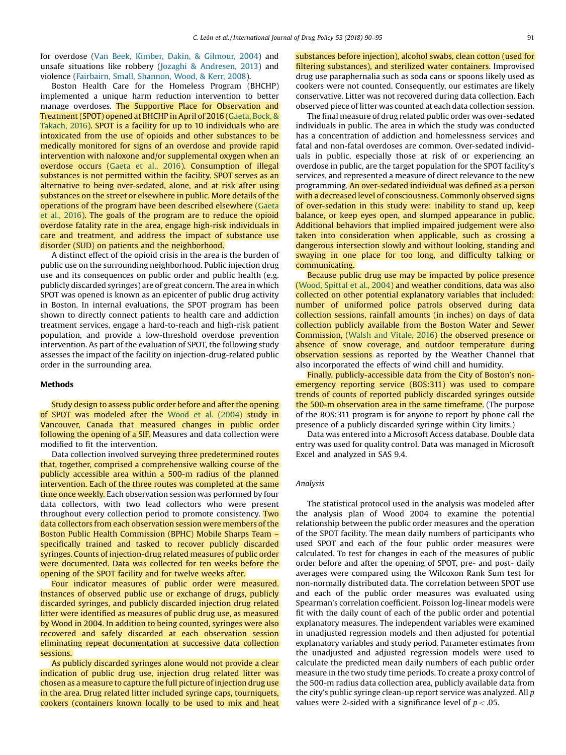for overdose (Van Beek, Kimber, Dakin, & Gilmour, 2004) and unsafe situations like robbery (Jozaghi & Andresen, 2013) and violence (Fairbairn, Small, Shannon, Wood, & Kerr, 2008).

Boston Health Care for the Homeless Program (BHCHP) implemented a unique harm reduction intervention to better manage overdoses. The Supportive Place for Observation and Treatment (SPOT) opened at BHCHP in April of 2016 (Gaeta, Bock, & Takach, 2016). SPOT is a facility for up to 10 individuals who are intoxicated from the use of opioids and other substances to be medically monitored for signs of an overdose and provide rapid intervention with naloxone and/or supplemental oxygen when an overdose occurs (Gaeta et al., 2016). Consumption of illegal substances is not permitted within the facility. SPOT serves as an alternative to being over-sedated, alone, and at risk after using substances on the street or elsewhere in public. More details of the operations of the program have been described elsewhere (Gaeta et al., 2016). The goals of the program are to reduce the opioid overdose fatality rate in the area, engage high-risk individuals in care and treatment, and address the impact of substance use disorder (SUD) on patients and the neighborhood.

A distinct effect of the opioid crisis in the area is the burden of public use on the surrounding neighborhood. Public injection drug use and its consequences on public order and public health (e.g. publicly discarded syringes) are of great concern. The area in which SPOT was opened is known as an epicenter of public drug activity in Boston. In internal evaluations, the SPOT program has been shown to directly connect patients to health care and addiction treatment services, engage a hard-to-reach and high-risk patient population, and provide a low-threshold overdose prevention intervention. As part of the evaluation of SPOT, the following study assesses the impact of the facility on injection-drug-related public order in the surrounding area.

## Methods

Study design to assess public order before and after the opening of SPOT was modeled after the Wood et al. (2004) study in Vancouver, Canada that measured changes in public order following the opening of a SIF. Measures and data collection were modified to fit the intervention.

Data collection involved surveying three predetermined routes that, together, comprised a comprehensive walking course of the publicly accessible area within a 500-m radius of the planned intervention. Each of the three routes was completed at the same time once weekly. Each observation session was performed by four data collectors, with two lead collectors who were present throughout every collection period to promote consistency. Two data collectors from each observation session were members of the Boston Public Health Commission (BPHC) Mobile Sharps Team – specifically trained and tasked to recover publicly discarded syringes. Counts of injection-drug related measures of public order were documented. Data was collected for ten weeks before the opening of the SPOT facility and for twelve weeks after.

Four indicator measures of public order were measured. Instances of observed public use or exchange of drugs, publicly discarded syringes, and publicly discarded injection drug related litter were identified as measures of public drug use, as measured by Wood in 2004. In addition to being counted, syringes were also recovered and safely discarded at each observation session eliminating repeat documentation at successive data collection sessions.

As publicly discarded syringes alone would not provide a clear indication of public drug use, injection drug related litter was chosen as a measure to capture the full picture of injection drug use in the area. Drug related litter included syringe caps, tourniquets, cookers (containers known locally to be used to mix and heat substances before injection), alcohol swabs, clean cotton (used for filtering substances), and sterilized water containers. Improvised drug use paraphernalia such as soda cans or spoons likely used as cookers were not counted. Consequently, our estimates are likely conservative. Litter was not recovered during data collection. Each observed piece of litter was counted at each data collection session.

The final measure of drug related public order was over-sedated individuals in public. The area in which the study was conducted has a concentration of addiction and homelessness services and fatal and non-fatal overdoses are common. Over-sedated individuals in public, especially those at risk of or experiencing an overdose in public, are the target population for the SPOT facility's services, and represented a measure of direct relevance to the new programming. An over-sedated individual was defined as a person with a decreased level of consciousness. Commonly observed signs of over-sedation in this study were: inability to stand up, keep balance, or keep eyes open, and slumped appearance in public. Additional behaviors that implied impaired judgement were also taken into consideration when applicable, such as crossing a dangerous intersection slowly and without looking, standing and swaying in one place for too long, and difficulty talking or communicating.

Because public drug use may be impacted by police presence (Wood, Spittal et al., 2004) and weather conditions, data was also collected on other potential explanatory variables that included: number of uniformed police patrols observed during data collection sessions, rainfall amounts (in inches) on days of data collection publicly available from the Boston Water and Sewer Commission, (Walsh and Vitale, 2016) the observed presence or absence of snow coverage, and outdoor temperature during observation sessions as reported by the Weather Channel that also incorporated the effects of wind chill and humidity.

Finally, publicly-accessible data from the City of Boston's non-emergency reporting service (BOS:311) was used to compare trends of counts of reported publicly discarded syringes outside the 500-m observation area in the same timeframe. (The purpose of the BOS:311 program is for anyone to report by phone call the presence of a publicly discarded syringe within City limits.)

Data was entered into a Microsoft Access database. Double data entry was used for quality control. Data was managed in Microsoft Excel and analyzed in SAS 9.4.

### Analysis

The statistical protocol used in the analysis was modeled after the analysis plan of Wood 2004 to examine the potential relationship between the public order measures and the operation of the SPOT facility. The mean daily numbers of participants who used SPOT and each of the four public order measures were calculated. To test for changes in each of the measures of public order before and after the opening of SPOT, pre- and post- daily averages were compared using the Wilcoxon Rank Sum test for non-normally distributed data. The correlation between SPOT use and each of the public order measures was evaluated using Spearman's correlation coefficient. Poisson log-linear models were fit with the daily count of each of the public order and potential explanatory measures. The independent variables were examined in unadjusted regression models and then adjusted for potential explanatory variables and study period. Parameter estimates from the unadjusted and adjusted regression models were used to calculate the predicted mean daily numbers of each public order measure in the two study time periods. To create a proxy control of the 500-m radius data collection area, publicly available data from the city's public syringe clean-up report service was analyzed. All $p$ values were 2-sided with a significance level of $p < .05$.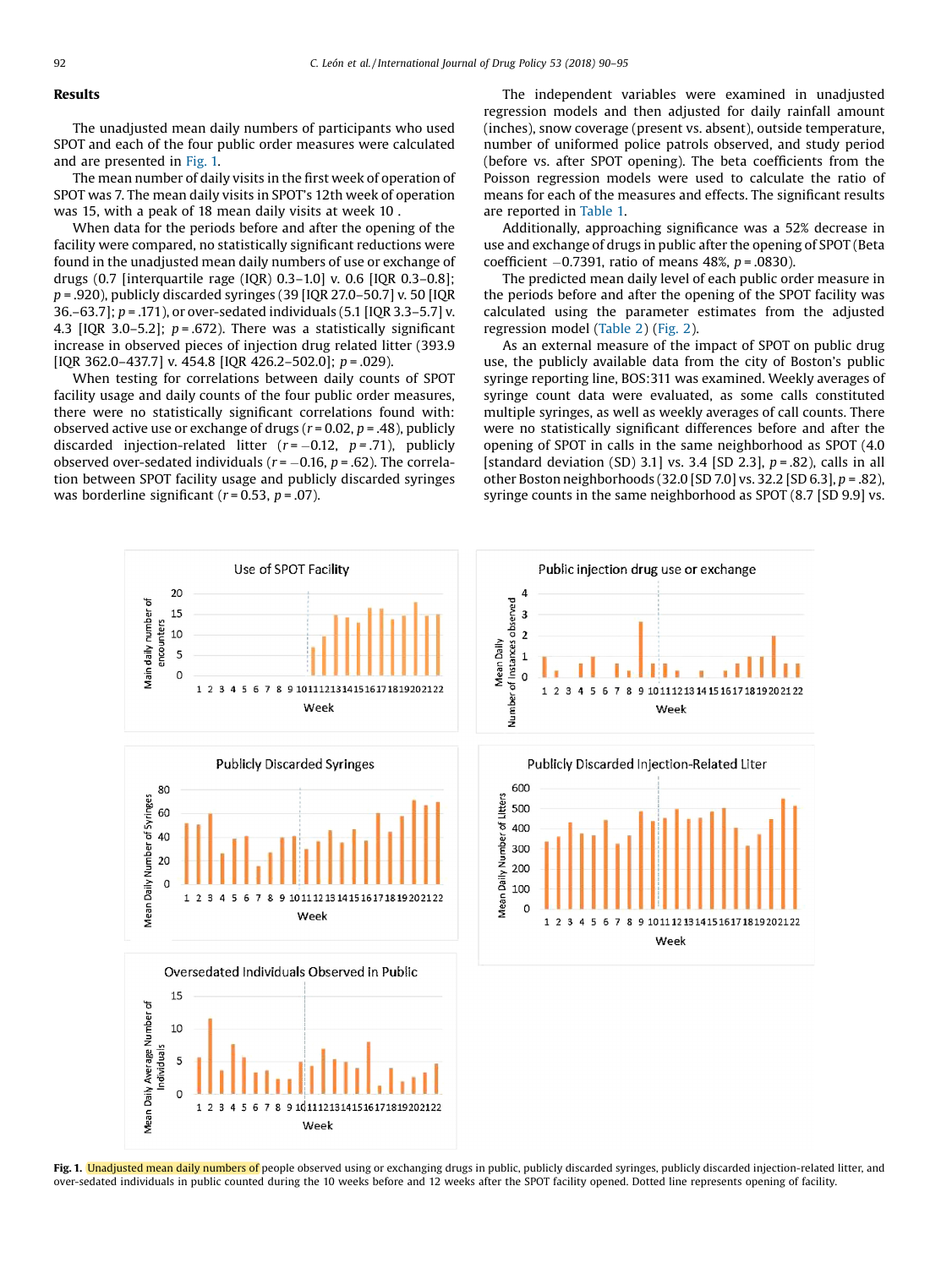## Results

The unadjusted mean daily numbers of participants who used SPOT and each of the four public order measures were calculated and are presented in Fig. 1.

The mean number of daily visits in the first week of operation of SPOT was 7. The mean daily visits in SPOT's 12th week of operation was 15, with a peak of 18 mean daily visits at week 10 .

When data for the periods before and after the opening of the facility were compared, no statistically significant reductions were found in the unadjusted mean daily numbers of use or exchange of drugs (0.7 [interquartile rage (IQR) 0.3–1.0] v. 0.6 [IQR 0.3–0.8]; $p = .920$), publicly discarded syringes (39 [IQR 27.0–50.7] v. 50 [IQR 36.–63.7]; $p = .171$), or over-sedated individuals (5.1 [IQR 3.3–5.7] v. 4.3 [IQR 3.0–5.2]; $p = .672$). There was a statistically significant increase in observed pieces of injection drug related litter (393.9 [IQR 362.0–437.7] v. 454.8 [IQR 426.2–502.0]; $p = .029$).

When testing for correlations between daily counts of SPOT facility usage and daily counts of the four public order measures, there were no statistically significant correlations found with: observed active use or exchange of drugs ($r = 0.02$, $p = .48$), publicly discarded injection-related litter ($r = -0.12$, $p = .71$), publicly observed over-sedated individuals ($r = -0.16$, $p = .62$). The correlation between SPOT facility usage and publicly discarded syringes was borderline significant ($r = 0.53$, $p = .07$).

The independent variables were examined in unadjusted regression models and then adjusted for daily rainfall amount (inches), snow coverage (present vs. absent), outside temperature, number of uniformed police patrols observed, and study period (before vs. after SPOT opening). The beta coefficients from the Poisson regression models were used to calculate the ratio of means for each of the measures and effects. The significant results are reported in Table 1.

Additionally, approaching significance was a 52% decrease in use and exchange of drugs in public after the opening of SPOT (Beta coefficient −0.7391, ratio of means 48%, $p = .0830$).

The predicted mean daily level of each public order measure in the periods before and after the opening of the SPOT facility was calculated using the parameter estimates from the adjusted regression model (Table 2) (Fig. 2).

As an external measure of the impact of SPOT on public drug use, the publicly available data from the city of Boston's public syringe reporting line, BOS:311 was examined. Weekly averages of syringe count data were evaluated, as some calls constituted multiple syringes, as well as weekly averages of call counts. There were no statistically significant differences before and after the opening of SPOT in calls in the same neighborhood as SPOT (4.0 [standard deviation (SD) 3.1] vs. 3.4 [SD 2.3], $p = .82$), calls in all other Boston neighborhoods (32.0 [SD 7.0] vs. 32.2 [SD 6.3], $p = .82$), syringe counts in the same neighborhood as SPOT (8.7 [SD 9.9] vs.

**Fig. 1.** Unadjusted mean daily numbers of people observed using or exchanging drugs in public, publicly discarded syringes, publicly discarded injection-related litter, and over-sedated individuals in public counted during the 10 weeks before and 12 weeks after the SPOT facility opened. Dotted line represents opening of facility.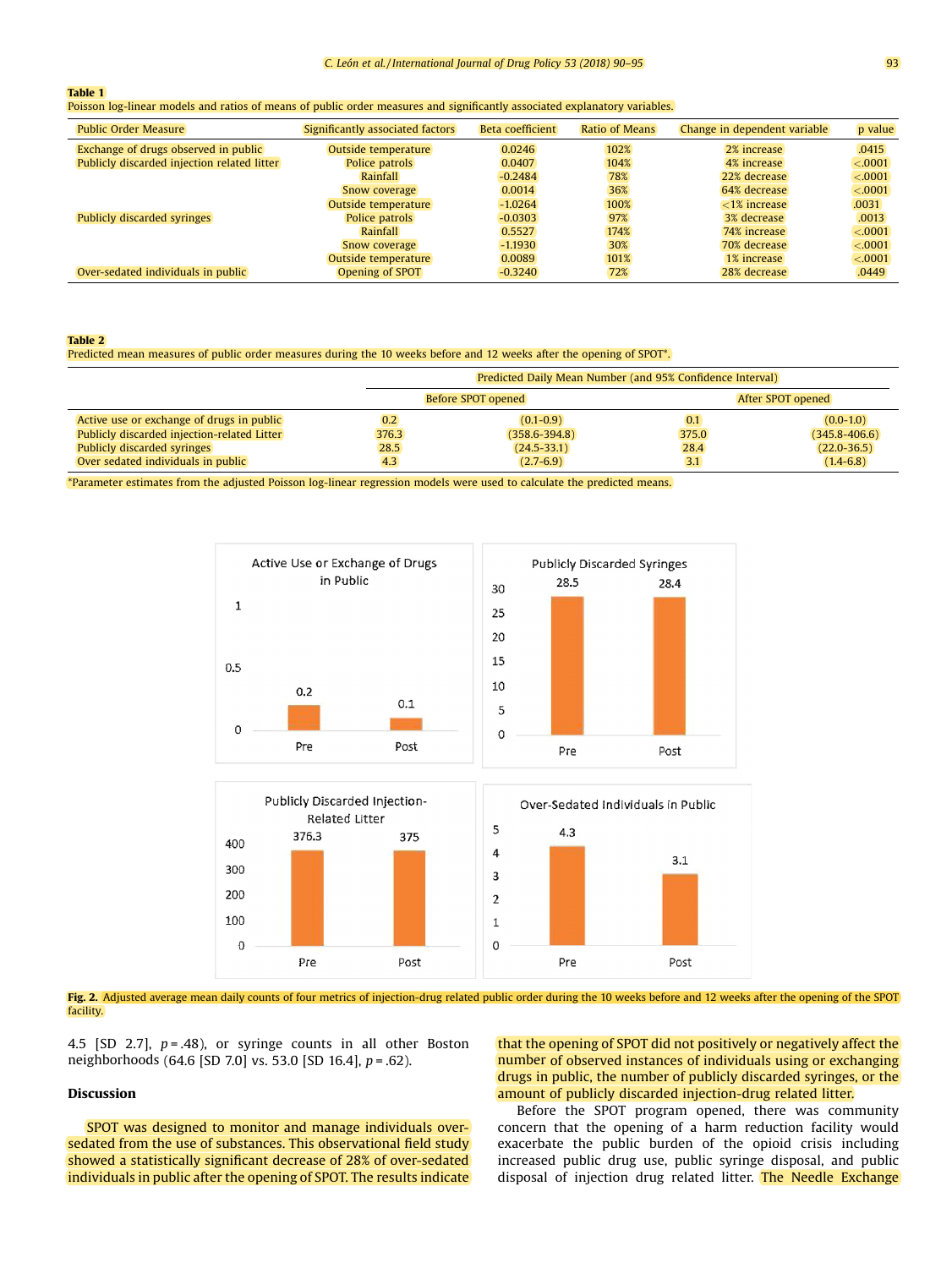**Table 1**
Poisson log-linear models and ratios of means of public order measures and significantly associated explanatory variables.

| Public Order Measure | Significantly associated factors | Beta coefficient | Ratio of Means | Change in dependent variable | p value |
|---|---|---|---|---|---|
| Exchange of drugs observed in public | Outside temperature | 0.0246 | 102% | 2% increase | .0415 |
| Publicly discarded injection related litter | Police patrols | 0.0407 | 104% | 4% increase | <.0001 |
| | Rainfall | -0.2484 | 78% | 22% decrease | <.0001 |
| | Snow coverage | 0.0014 | 36% | 64% decrease | <.0001 |
| | Outside temperature | -1.0264 | 100% | <1% increase | .0031 |
| Publicly discarded syringes | Police patrols | -0.0303 | 97% | 3% decrease | .0013 |
| | Rainfall | 0.5527 | 174% | 74% increase | <.0001 |
| | Snow coverage | -1.1930 | 30% | 70% decrease | <.0001 |
| | Outside temperature | 0.0089 | 101% | 1% increase | <.0001 |
| Over-sedated individuals in public | Opening of SPOT | -0.3240 | 72% | 28% decrease | .0449 |

**Table 2**
Predicted mean measures of public order measures during the 10 weeks before and 12 weeks after the opening of SPOT*.

| | Predicted Daily Mean Number (and 95% Confidence Interval) | | | |
|---|---|---|---|---|
| | Before SPOT opened | | After SPOT opened | |
| Active use or exchange of drugs in public | 0.2 | (0.1-0.9) | 0.1 | (0.0-1.0) |
| Publicly discarded injection-related Litter | 376.3 | (358.6-394.8) | 375.0 | (345.8-406.6) |
| Publicly discarded syringes | 28.5 | (24.5-33.1) | 28.4 | (22.0-36.5) |
| Over sedated individuals in public | 4.3 | (2.7-6.9) | 3.1 | (1.4-6.8) |

*Parameter estimates from the adjusted Poisson log-linear regression models were used to calculate the predicted means.

**Fig. 2.** Adjusted average mean daily counts of four metrics of injection-drug related public order during the 10 weeks before and 12 weeks after the opening of the SPOT facility.

4.5 [SD 2.7], $p = .48$), or syringe counts in all other Boston neighborhoods (64.6 [SD 7.0] vs. 53.0 [SD 16.4], $p = .62$).

## Discussion

SPOT was designed to monitor and manage individuals over-sedated from the use of substances. This observational field study showed a statistically significant decrease of 28% of over-sedated individuals in public after the opening of SPOT. The results indicate that the opening of SPOT did not positively or negatively affect the number of observed instances of individuals using or exchanging drugs in public, the number of publicly discarded syringes, or the amount of publicly discarded injection-drug related litter.

Before the SPOT program opened, there was community concern that the opening of a harm reduction facility would exacerbate the public burden of the opioid crisis including increased public drug use, public syringe disposal, and public disposal of injection drug related litter. The Needle Exchange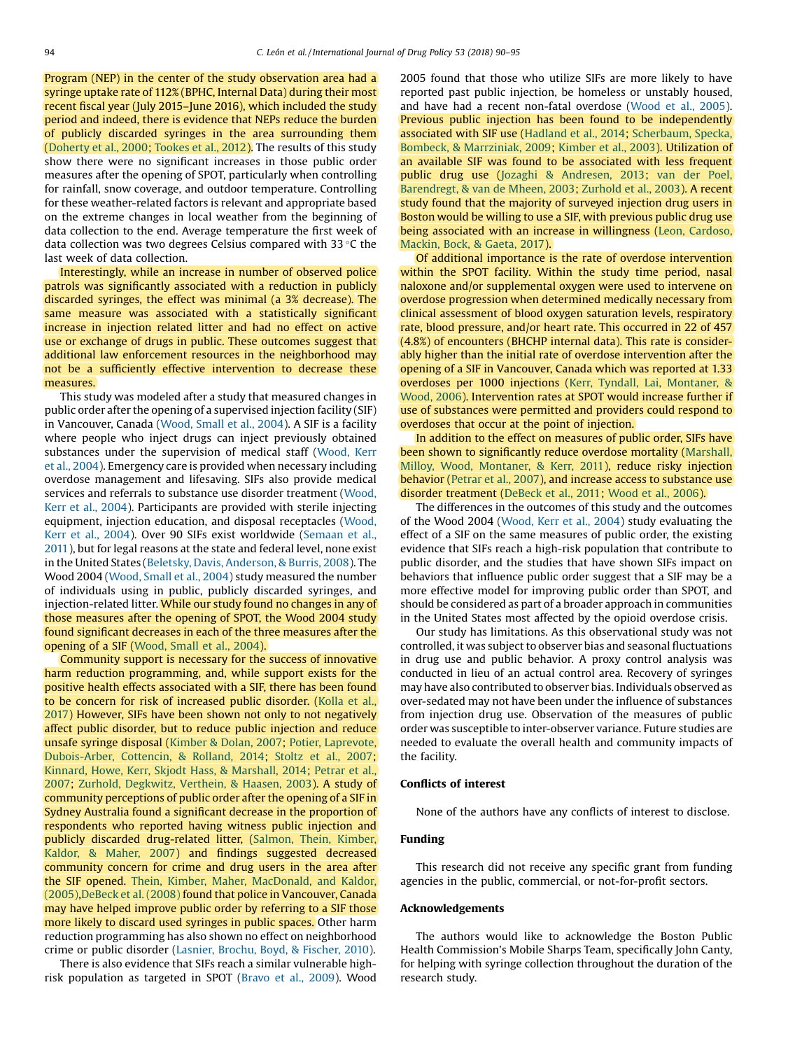Program (NEP) in the center of the study observation area had a syringe uptake rate of 112% (BPHC, Internal Data) during their most recent fiscal year (July 2015–June 2016), which included the study period and indeed, there is evidence that NEPs reduce the burden of publicly discarded syringes in the area surrounding them (Doherty et al., 2000; Tookes et al., 2012). The results of this study show there were no significant increases in those public order measures after the opening of SPOT, particularly when controlling for rainfall, snow coverage, and outdoor temperature. Controlling for these weather-related factors is relevant and appropriate based on the extreme changes in local weather from the beginning of data collection to the end. Average temperature the first week of data collection was two degrees Celsius compared with 33 °C the last week of data collection.

Interestingly, while an increase in number of observed police patrols was significantly associated with a reduction in publicly discarded syringes, the effect was minimal (a 3% decrease). The same measure was associated with a statistically significant increase in injection related litter and had no effect on active use or exchange of drugs in public. These outcomes suggest that additional law enforcement resources in the neighborhood may not be a sufficiently effective intervention to decrease these measures.

This study was modeled after a study that measured changes in public order after the opening of a supervised injection facility (SIF) in Vancouver, Canada (Wood, Small et al., 2004). A SIF is a facility where people who inject drugs can inject previously obtained substances under the supervision of medical staff (Wood, Kerr et al., 2004). Emergency care is provided when necessary including overdose management and lifesaving. SIFs also provide medical services and referrals to substance use disorder treatment (Wood, Kerr et al., 2004). Participants are provided with sterile injecting equipment, injection education, and disposal receptacles (Wood, Kerr et al., 2004). Over 90 SIFs exist worldwide (Semaan et al., 2011), but for legal reasons at the state and federal level, none exist in the United States (Beletsky, Davis, Anderson, & Burris, 2008). The Wood 2004 (Wood, Small et al., 2004) study measured the number of individuals using in public, publicly discarded syringes, and injection-related litter. While our study found no changes in any of those measures after the opening of SPOT, the Wood 2004 study found significant decreases in each of the three measures after the opening of a SIF (Wood, Small et al., 2004).

Community support is necessary for the success of innovative harm reduction programming, and, while support exists for the positive health effects associated with a SIF, there has been found to be concern for risk of increased public disorder. (Kolla et al., 2017) However, SIFs have been shown not only to not negatively affect public disorder, but to reduce public injection and reduce unsafe syringe disposal (Kimber & Dolan, 2007; Potier, Laprevote, Dubois-Arber, Cottencin, & Rolland, 2014; Stoltz et al., 2007; Kinnard, Howe, Kerr, Skjodt Hass, & Marshall, 2014; Petrar et al., 2007; Zurhold, Degkwitz, Verthein, & Haasen, 2003). A study of community perceptions of public order after the opening of a SIF in Sydney Australia found a significant decrease in the proportion of respondents who reported having witness public injection and publicly discarded drug-related litter, (Salmon, Thein, Kimber, Kaldor, & Maher, 2007) and findings suggested decreased community concern for crime and drug users in the area after the SIF opened. Thein, Kimber, Maher, MacDonald, and Kaldor, (2005),DeBeck et al. (2008) found that police in Vancouver, Canada may have helped improve public order by referring to a SIF those more likely to discard used syringes in public spaces. Other harm reduction programming has also shown no effect on neighborhood crime or public disorder (Lasnier, Brochu, Boyd, & Fischer, 2010).

There is also evidence that SIFs reach a similar vulnerable high-risk population as targeted in SPOT (Bravo et al., 2009). Wood 2005 found that those who utilize SIFs are more likely to have reported past public injection, be homeless or unstably housed, and have had a recent non-fatal overdose (Wood et al., 2005). Previous public injection has been found to be independently associated with SIF use (Hadland et al., 2014; Scherbaum, Specka, Bombeck, & Marrziniak, 2009; Kimber et al., 2003). Utilization of an available SIF was found to be associated with less frequent public drug use (Jozaghi & Andresen, 2013; van der Poel, Barendregt, & van de Mheen, 2003; Zurhold et al., 2003). A recent study found that the majority of surveyed injection drug users in Boston would be willing to use a SIF, with previous public drug use being associated with an increase in willingness (Leon, Cardoso, Mackin, Bock, & Gaeta, 2017).

Of additional importance is the rate of overdose intervention within the SPOT facility. Within the study time period, nasal naloxone and/or supplemental oxygen were used to intervene on overdose progression when determined medically necessary from clinical assessment of blood oxygen saturation levels, respiratory rate, blood pressure, and/or heart rate. This occurred in 22 of 457 (4.8%) of encounters (BHCHP internal data). This rate is considerably higher than the initial rate of overdose intervention after the opening of a SIF in Vancouver, Canada which was reported at 1.33 overdoses per 1000 injections (Kerr, Tyndall, Lai, Montaner, & Wood, 2006). Intervention rates at SPOT would increase further if use of substances were permitted and providers could respond to overdoses that occur at the point of injection.

In addition to the effect on measures of public order, SIFs have been shown to significantly reduce overdose mortality (Marshall, Milloy, Wood, Montaner, & Kerr, 2011), reduce risky injection behavior (Petrar et al., 2007), and increase access to substance use disorder treatment (DeBeck et al., 2011; Wood et al., 2006).

The differences in the outcomes of this study and the outcomes of the Wood 2004 (Wood, Kerr et al., 2004) study evaluating the effect of a SIF on the same measures of public order, the existing evidence that SIFs reach a high-risk population that contribute to public disorder, and the studies that have shown SIFs impact on behaviors that influence public order suggest that a SIF may be a more effective model for improving public order than SPOT, and should be considered as part of a broader approach in communities in the United States most affected by the opioid overdose crisis.

Our study has limitations. As this observational study was not controlled, it was subject to observer bias and seasonal fluctuations in drug use and public behavior. A proxy control analysis was conducted in lieu of an actual control area. Recovery of syringes may have also contributed to observer bias. Individuals observed as over-sedated may not have been under the influence of substances from injection drug use. Observation of the measures of public order was susceptible to inter-observer variance. Future studies are needed to evaluate the overall health and community impacts of the facility.

## Conflicts of interest

None of the authors have any conflicts of interest to disclose.

## Funding

This research did not receive any specific grant from funding agencies in the public, commercial, or not-for-profit sectors.

## Acknowledgements

The authors would like to acknowledge the Boston Public Health Commission's Mobile Sharps Team, specifically John Canty, for helping with syringe collection throughout the duration of the research study.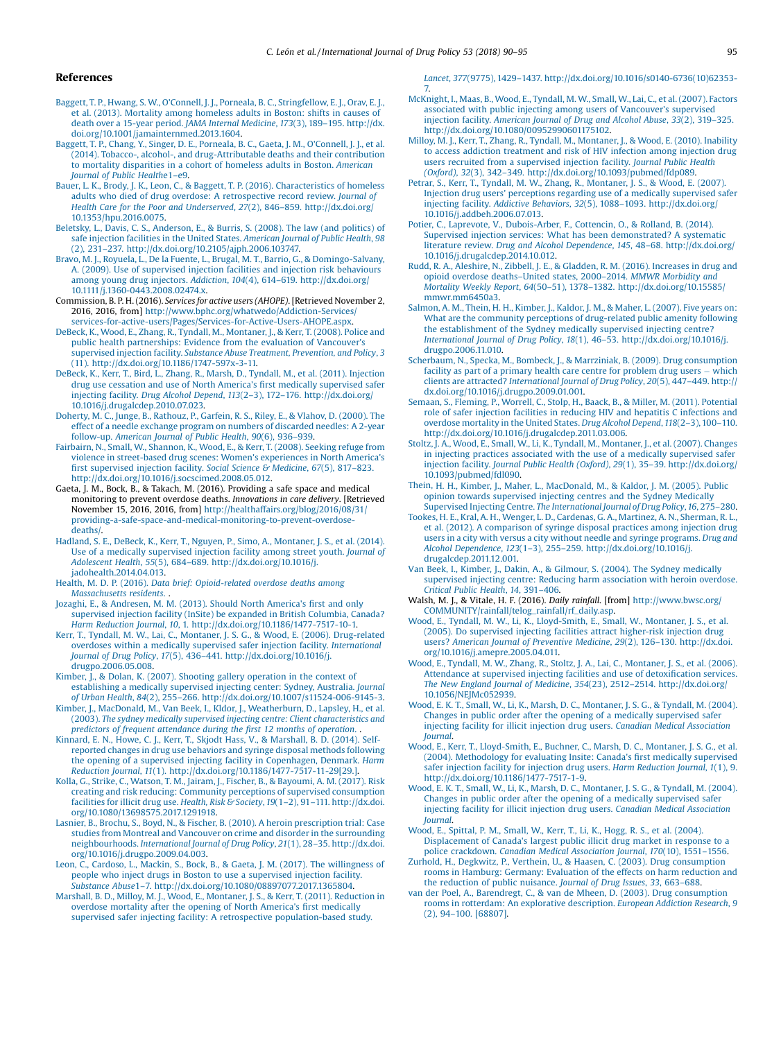## References

Baggett, T. P., Hwang, S. W., O'Connell, J. J., Porneala, B. C., Stringfellow, E. J., Orav, E. J., et al. (2013). Mortality among homeless adults in Boston: shifts in causes of death over a 15-year period. *JAMA Internal Medicine*, *173*(3), 189–195. http://dx.doi.org/10.1001/jamainternmed.2013.1604.

Baggett, T. P., Chang, Y., Singer, D. E., Porneala, B. C., Gaeta, J. M., O'Connell, J. J., et al. (2014). Tobacco-, alcohol-, and drug-Attributable deaths and their contribution to mortality disparities in a cohort of homeless adults in Boston. *American Journal of Public Health*e1–e9.

Bauer, L. K., Brody, J. K., Leon, C., & Baggett, T. P. (2016). Characteristics of homeless adults who died of drug overdose: A retrospective record review. *Journal of Health Care for the Poor and Underserved*, *27*(2), 846–859. http://dx.doi.org/10.1353/hpu.2016.0075.

Beletsky, L., Davis, C. S., Anderson, E., & Burris, S. (2008). The law (and politics) of safe injection facilities in the United States. *American Journal of Public Health*, *98*(2), 231–237. http://dx.doi.org/10.2105/ajph.2006.103747.

Bravo, M. J., Royuela, L., De la Fuente, L., Brugal, M. T., Barrio, G., & Domingo-Salvany, A. (2009). Use of supervised injection facilities and injection risk behaviours among young drug injectors. *Addiction*, *104*(4), 614–619. http://dx.doi.org/10.1111/j.1360-0443.2008.02474.x.

Commission, B. P. H. (2016). *Services for active users (AHOPE)*. [Retrieved November 2, 2016, 2016, from] http://www.bphc.org/whatwedo/Addiction-Services/services-for-active-users/Pages/Services-for-Active-Users-AHOPE.aspx.

DeBeck, K., Wood, E., Zhang, R., Tyndall, M., Montaner, J., & Kerr, T. (2008). Police and public health partnerships: Evidence from the evaluation of Vancouver's supervised injection facility. *Substance Abuse Treatment, Prevention, and Policy*, *3*(11). http://dx.doi.org/10.1186/1747-597x-3-11.

DeBeck, K., Kerr, T., Bird, L., Zhang, R., Marsh, D., Tyndall, M., et al. (2011). Injection drug use cessation and use of North America's first medically supervised safer injecting facility. *Drug Alcohol Depend*, *113*(2–3), 172–176. http://dx.doi.org/10.1016/j.drugalcdep.2010.07.023.

Doherty, M. C., Junge, B., Rathouz, P., Garfein, R. S., Riley, E., & Vlahov, D. (2000). The effect of a needle exchange program on numbers of discarded needles: A 2-year follow-up. *American Journal of Public Health*, *90*(6), 936–939.

Fairbairn, N., Small, W., Shannon, K., Wood, E., & Kerr, T. (2008). Seeking refuge from violence in street-based drug scenes: Women's experiences in North America's first supervised injection facility. *Social Science & Medicine*, *67*(5), 817–823. http://dx.doi.org/10.1016/j.socscimed.2008.05.012.

Gaeta, J. M., Bock, B., & Takach, M. (2016). Providing a safe space and medical monitoring to prevent overdose deaths. *Innovations in care delivery*. [Retrieved November 15, 2016, 2016, from] http://healthaffairs.org/blog/2016/08/31/providing-a-safe-space-and-medical-monitoring-to-prevent-overdose-deaths/.

Hadland, S. E., DeBeck, K., Kerr, T., Nguyen, P., Simo, A., Montaner, J. S., et al. (2014). Use of a medically supervised injection facility among street youth. *Journal of Adolescent Health*, *55*(5), 684–689. http://dx.doi.org/10.1016/j.jadohealth.2014.04.013.

Health, M. D. P. (2016). *Data brief: Opioid-related overdose deaths among Massachusetts residents*. .

Jozaghi, E., & Andresen, M. M. (2013). Should North America's first and only supervised injection facility (InSite) be expanded in British Columbia, Canada? *Harm Reduction Journal*, *10*, 1. http://dx.doi.org/10.1186/1477-7517-10-1.

Kerr, T., Tyndall, M. W., Lai, C., Montaner, J. S. G., & Wood, E. (2006). Drug-related overdoses within a medically supervised safer injection facility. *International Journal of Drug Policy*, *17*(5), 436–441. http://dx.doi.org/10.1016/j.drugpo.2006.05.008.

Kimber, J., & Dolan, K. (2007). Shooting gallery operation in the context of establishing a medically supervised injecting center: Sydney, Australia. *Journal of Urban Health*, *84*(2), 255–266. http://dx.doi.org/10.1007/s11524-006-9145-3.

Kimber, J., MacDonald, M., Van Beek, I., Kldor, J., Weatherburn, D., Lapsley, H., et al. (2003). *The sydney medically supervised injecting centre: Client characteristics and predictors of frequent attendance during the first 12 months of operation*. .

Kinnard, E. N., Howe, C. J., Kerr, T., Skjodt Hass, V., & Marshall, B. D. (2014). Self-reported changes in drug use behaviors and syringe disposal methods following the opening of a supervised injecting facility in Copenhagen, Denmark. *Harm Reduction Journal*, *11*(1). http://dx.doi.org/10.1186/1477-7517-11-29[29.].

Kolla, G., Strike, C., Watson, T. M., Jairam, J., Fischer, B., & Bayoumi, A. M. (2017). Risk creating and risk reducing: Community perceptions of supervised consumption facilities for illicit drug use. *Health, Risk & Society*, *19*(1–2), 91–111. http://dx.doi.org/10.1080/13698575.2017.1291918.

Lasnier, B., Brochu, S., Boyd, N., & Fischer, B. (2010). A heroin prescription trial: Case studies from Montreal and Vancouver on crime and disorder in the surrounding neighbourhoods. *International Journal of Drug Policy*, *21*(1), 28–35. http://dx.doi.org/10.1016/j.drugpo.2009.04.003.

Leon, C., Cardoso, L., Mackin, S., Bock, B., & Gaeta, J. M. (2017). The willingness of people who inject drugs in Boston to use a supervised injection facility. *Substance Abuse*1–7. http://dx.doi.org/10.1080/08897077.2017.1365804.

Marshall, B. D., Milloy, M. J., Wood, E., Montaner, J. S., & Kerr, T. (2011). Reduction in overdose mortality after the opening of North America's first medically supervised safer injecting facility: A retrospective population-based study. *Lancet*, *377*(9775), 1429–1437. http://dx.doi.org/10.1016/s0140-6736(10)62353-7.

McKnight, I., Maas, B., Wood, E., Tyndall, M. W., Small, W., Lai, C., et al. (2007). Factors associated with public injecting among users of Vancouver's supervised injection facility. *American Journal of Drug and Alcohol Abuse*, *33*(2), 319–325. http://dx.doi.org/10.1080/00952990601175102.

Milloy, M. J., Kerr, T., Zhang, R., Tyndall, M., Montaner, J., & Wood, E. (2010). Inability to access addiction treatment and risk of HIV infection among injection drug users recruited from a supervised injection facility. *Journal Public Health (Oxford)*, *32*(3), 342–349. http://dx.doi.org/10.1093/pubmed/fdp089.

Petrar, S., Kerr, T., Tyndall, M. W., Zhang, R., Montaner, J. S., & Wood, E. (2007). Injection drug users' perceptions regarding use of a medically supervised safer injecting facility. *Addictive Behaviors*, *32*(5), 1088–1093. http://dx.doi.org/10.1016/j.addbeh.2006.07.013.

Potier, C., Laprevote, V., Dubois-Arber, F., Cottencin, O., & Rolland, B. (2014). Supervised injection services: What has been demonstrated? A systematic literature review. *Drug and Alcohol Dependence*, *145*, 48–68. http://dx.doi.org/10.1016/j.drugalcdep.2014.10.012.

Rudd, R. A., Aleshire, N., Zibbell, J. E., & Gladden, R. M. (2016). Increases in drug and opioid overdose deaths–United states, 2000–2014. *MMWR Morbidity and Mortality Weekly Report*, *64*(50–51), 1378–1382. http://dx.doi.org/10.15585/mmwr.mm6450a3.

Salmon, A. M., Thein, H. H., Kimber, J., Kaldor, J. M., & Maher, L. (2007). Five years on: What are the community perceptions of drug-related public amenity following the establishment of the Sydney medically supervised injecting centre? *International Journal of Drug Policy*, *18*(1), 46–53. http://dx.doi.org/10.1016/j.drugpo.2006.11.010.

Scherbaum, N., Specka, M., Bombeck, J., & Marrziniak, B. (2009). Drug consumption facility as part of a primary health care centre for problem drug users – which clients are attracted? *International Journal of Drug Policy*, *20*(5), 447–449. http://dx.doi.org/10.1016/j.drugpo.2009.01.001.

Semaan, S., Fleming, P., Worrell, C., Stolp, H., Baack, B., & Miller, M. (2011). Potential role of safer injection facilities in reducing HIV and hepatitis C infections and overdose mortality in the United States. *Drug Alcohol Depend*, *118*(2–3), 100–110. http://dx.doi.org/10.1016/j.drugalcdep.2011.03.006.

Stoltz, J. A., Wood, E., Small, W., Li, K., Tyndall, M., Montaner, J., et al. (2007). Changes in injecting practices associated with the use of a medically supervised safer injection facility. *Journal Public Health (Oxford)*, *29*(1), 35–39. http://dx.doi.org/10.1093/pubmed/fdl090.

Thein, H. H., Kimber, J., Maher, L., MacDonald, M., & Kaldor, J. M. (2005). Public opinion towards supervised injecting centres and the Sydney Medically Supervised Injecting Centre. *The International Journal of Drug Policy*, *16*, 275–280.

Tookes, H. E., Kral, A. H., Wenger, L. D., Cardenas, G. A., Martinez, A. N., Sherman, R. L., et al. (2012). A comparison of syringe disposal practices among injection drug users in a city with versus a city without needle and syringe programs. *Drug and Alcohol Dependence*, *123*(1–3), 255–259. http://dx.doi.org/10.1016/j.drugalcdep.2011.12.001.

Van Beek, I., Kimber, J., Dakin, A., & Gilmour, S. (2004). The Sydney medically supervised injecting centre: Reducing harm association with heroin overdose. *Critical Public Health*, *14*, 391–406.

Walsh, M. J., & Vitale, H. F. (2016). *Daily rainfall*. [from] http://www.bwsc.org/COMMUNITY/rainfall/telog_rainfall/rf_daily.asp.

Wood, E., Tyndall, M. W., Li, K., Lloyd-Smith, E., Small, W., Montaner, J. S., et al. (2005). Do supervised injecting facilities attract higher-risk injection drug users? *American Journal of Preventive Medicine*, *29*(2), 126–130. http://dx.doi.org/10.1016/j.amepre.2005.04.011.

Wood, E., Tyndall, M. W., Zhang, R., Stoltz, J. A., Lai, C., Montaner, J. S., et al. (2006). Attendance at supervised injecting facilities and use of detoxification services. *The New England Journal of Medicine*, *354*(23), 2512–2514. http://dx.doi.org/10.1056/NEJMc052939.

Wood, E. K. T., Small, W., Li, K., Marsh, D. C., Montaner, J. S. G., & Tyndall, M. (2004). Changes in public order after the opening of a medically supervised safer injecting facility for illicit injection drug users. *Canadian Medical Association Journal*.

Wood, E., Kerr, T., Lloyd-Smith, E., Buchner, C., Marsh, D. C., Montaner, J. S. G., et al. (2004). Methodology for evaluating Insite: Canada's first medically supervised safer injection facility for injection drug users. *Harm Reduction Journal*, *1*(1), 9. http://dx.doi.org/10.1186/1477-7517-1-9.

Wood, E. K. T., Small, W., Li, K., Marsh, D. C., Montaner, J. S. G., & Tyndall, M. (2004). Changes in public order after the opening of a medically supervised safer injecting facility for illicit injection drug users. *Canadian Medical Association Journal*.

Wood, E., Spittal, P. M., Small, W., Kerr, T., Li, K., Hogg, R. S., et al. (2004). Displacement of Canada's largest public illicit drug market in response to a police crackdown. *Canadian Medical Association Journal*, *170*(10), 1551–1556.

Zurhold, H., Degkwitz, P., Verthein, U., & Haasen, C. (2003). Drug consumption rooms in Hamburg: Germany: Evaluation of the effects on harm reduction and the reduction of public nuisance. *Journal of Drug Issues*, *33*, 663–688.

van der Poel, A., Barendregt, C., & van de Mheen, D. (2003). Drug consumption rooms in rotterdam: An explorative description. *European Addiction Research*, *9*(2), 94–100. [68807].